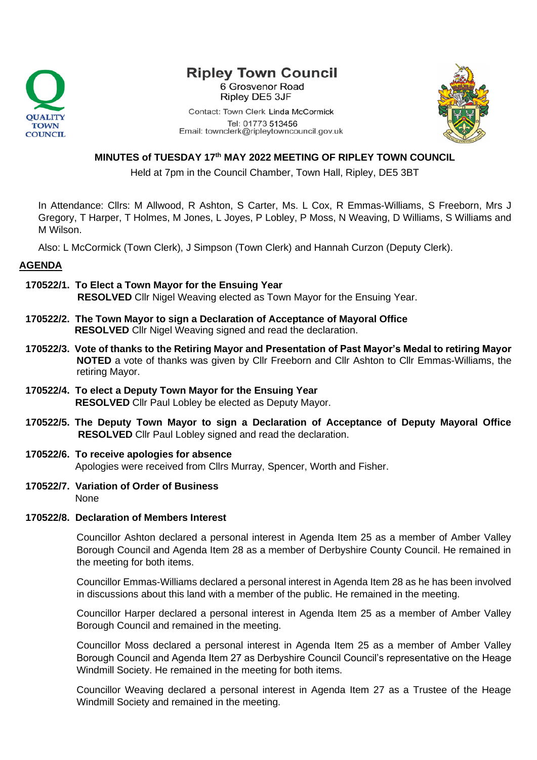# Ripley Town Council

6 Grosvenor Road
Ripley DE5 3JF

Contact: Town Clerk Linda McCormick
Tel: 01773 513456
Email: townclerk@ripleytowncouncil.gov.uk

## MINUTES of TUESDAY 17th MAY 2022 MEETING OF RIPLEY TOWN COUNCIL

Held at 7pm in the Council Chamber, Town Hall, Ripley, DE5 3BT

In Attendance: Cllrs: M Allwood, R Ashton, S Carter, Ms. L Cox, R Emmas-Williams, S Freeborn, Mrs J Gregory, T Harper, T Holmes, M Jones, L Joyes, P Lobley, P Moss, N Weaving, D Williams, S Williams and M Wilson.

Also: L McCormick (Town Clerk), J Simpson (Town Clerk) and Hannah Curzon (Deputy Clerk).

### AGENDA

**170522/1. To Elect a Town Mayor for the Ensuing Year**
**RESOLVED** Cllr Nigel Weaving elected as Town Mayor for the Ensuing Year.

**170522/2. The Town Mayor to sign a Declaration of Acceptance of Mayoral Office**
**RESOLVED** Cllr Nigel Weaving signed and read the declaration.

**170522/3. Vote of thanks to the Retiring Mayor and Presentation of Past Mayor's Medal to retiring Mayor**
**NOTED** a vote of thanks was given by Cllr Freeborn and Cllr Ashton to Cllr Emmas-Williams, the retiring Mayor.

**170522/4. To elect a Deputy Town Mayor for the Ensuing Year**
**RESOLVED** Cllr Paul Lobley be elected as Deputy Mayor.

**170522/5. The Deputy Town Mayor to sign a Declaration of Acceptance of Deputy Mayoral Office**
**RESOLVED** Cllr Paul Lobley signed and read the declaration.

**170522/6. To receive apologies for absence**
Apologies were received from Cllrs Murray, Spencer, Worth and Fisher.

**170522/7. Variation of Order of Business**
None

**170522/8. Declaration of Members Interest**

Councillor Ashton declared a personal interest in Agenda Item 25 as a member of Amber Valley Borough Council and Agenda Item 28 as a member of Derbyshire County Council. He remained in the meeting for both items.

Councillor Emmas-Williams declared a personal interest in Agenda Item 28 as he has been involved in discussions about this land with a member of the public. He remained in the meeting.

Councillor Harper declared a personal interest in Agenda Item 25 as a member of Amber Valley Borough Council and remained in the meeting.

Councillor Moss declared a personal interest in Agenda Item 25 as a member of Amber Valley Borough Council and Agenda Item 27 as Derbyshire Council Council's representative on the Heage Windmill Society. He remained in the meeting for both items.

Councillor Weaving declared a personal interest in Agenda Item 27 as a Trustee of the Heage Windmill Society and remained in the meeting.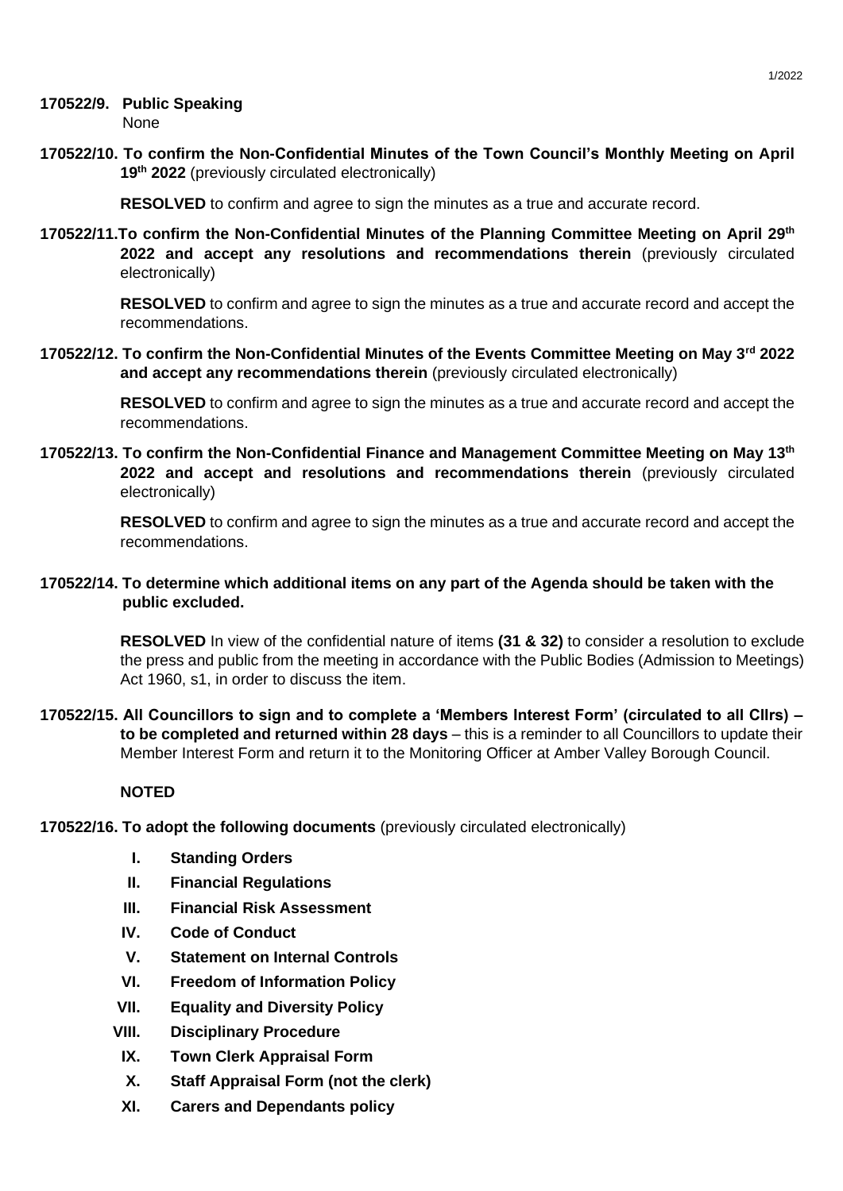**170522/9. Public Speaking**
None

**170522/10. To confirm the Non-Confidential Minutes of the Town Council's Monthly Meeting on April 19th 2022** (previously circulated electronically)

**RESOLVED** to confirm and agree to sign the minutes as a true and accurate record.

**170522/11. To confirm the Non-Confidential Minutes of the Planning Committee Meeting on April 29th 2022 and accept any resolutions and recommendations therein** (previously circulated electronically)

**RESOLVED** to confirm and agree to sign the minutes as a true and accurate record and accept the recommendations.

**170522/12. To confirm the Non-Confidential Minutes of the Events Committee Meeting on May 3rd 2022 and accept any recommendations therein** (previously circulated electronically)

**RESOLVED** to confirm and agree to sign the minutes as a true and accurate record and accept the recommendations.

**170522/13. To confirm the Non-Confidential Finance and Management Committee Meeting on May 13th 2022 and accept and resolutions and recommendations therein** (previously circulated electronically)

**RESOLVED** to confirm and agree to sign the minutes as a true and accurate record and accept the recommendations.

**170522/14. To determine which additional items on any part of the Agenda should be taken with the public excluded.**

**RESOLVED** In view of the confidential nature of items **(31 & 32)** to consider a resolution to exclude the press and public from the meeting in accordance with the Public Bodies (Admission to Meetings) Act 1960, s1, in order to discuss the item.

**170522/15. All Councillors to sign and to complete a 'Members Interest Form' (circulated to all Cllrs) – to be completed and returned within 28 days** – this is a reminder to all Councillors to update their Member Interest Form and return it to the Monitoring Officer at Amber Valley Borough Council.

**NOTED**

**170522/16. To adopt the following documents** (previously circulated electronically)

I. **Standing Orders**
II. **Financial Regulations**
III. **Financial Risk Assessment**
IV. **Code of Conduct**
V. **Statement on Internal Controls**
VI. **Freedom of Information Policy**
VII. **Equality and Diversity Policy**
VIII. **Disciplinary Procedure**
IX. **Town Clerk Appraisal Form**
X. **Staff Appraisal Form (not the clerk)**
XI. **Carers and Dependants policy**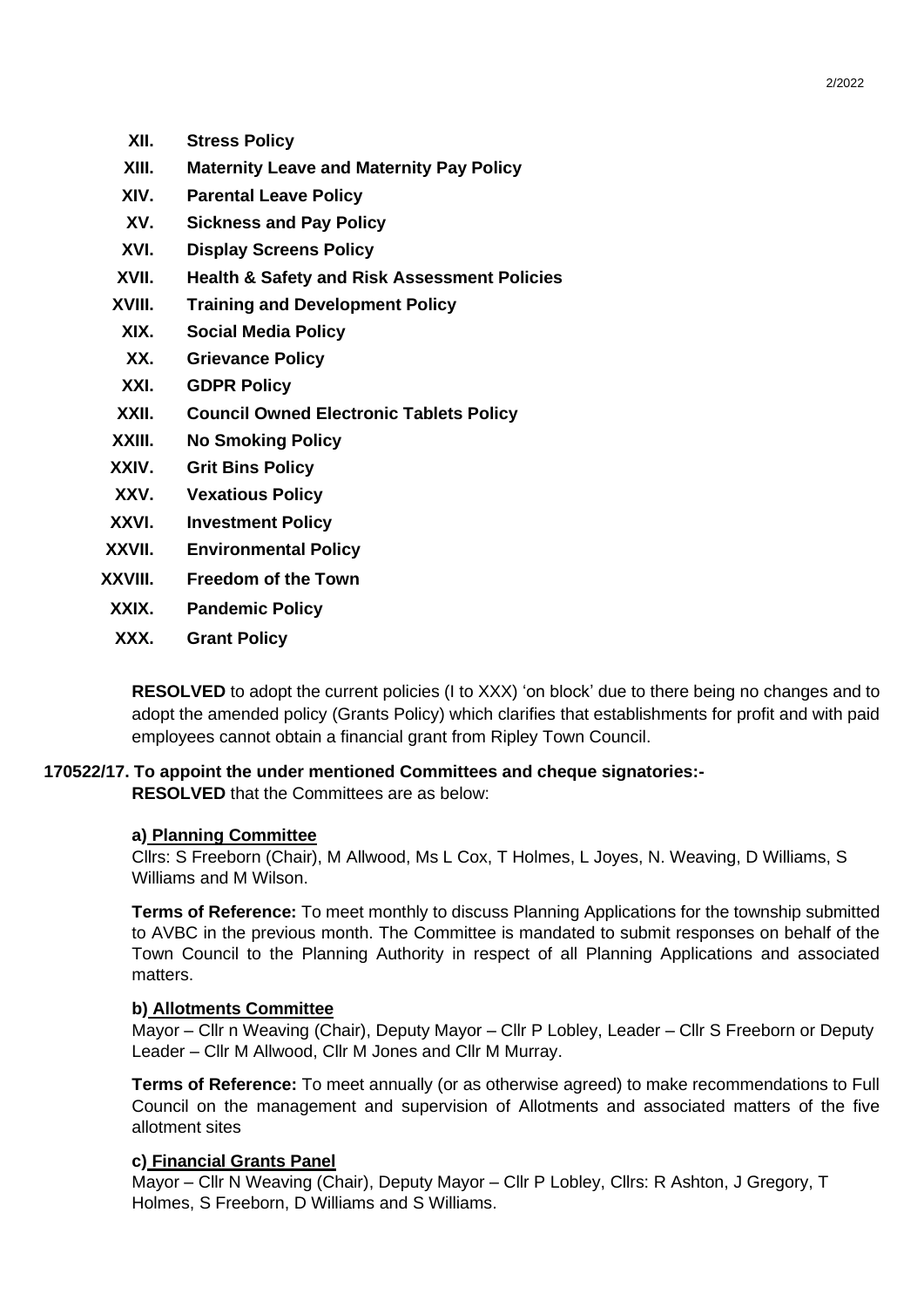XII. **Stress Policy**
XIII. **Maternity Leave and Maternity Pay Policy**
XIV. **Parental Leave Policy**
XV. **Sickness and Pay Policy**
XVI. **Display Screens Policy**
XVII. **Health & Safety and Risk Assessment Policies**
XVIII. **Training and Development Policy**
XIX. **Social Media Policy**
XX. **Grievance Policy**
XXI. **GDPR Policy**
XXII. **Council Owned Electronic Tablets Policy**
XXIII. **No Smoking Policy**
XXIV. **Grit Bins Policy**
XXV. **Vexatious Policy**
XXVI. **Investment Policy**
XXVII. **Environmental Policy**
XXVIII. **Freedom of the Town**
XXIX. **Pandemic Policy**
XXX. **Grant Policy**

**RESOLVED** to adopt the current policies (I to XXX) 'on block' due to there being no changes and to adopt the amended policy (Grants Policy) which clarifies that establishments for profit and with paid employees cannot obtain a financial grant from Ripley Town Council.

**170522/17. To appoint the under mentioned Committees and cheque signatories:-**

**RESOLVED** that the Committees are as below:

**a) Planning Committee**

Cllrs: S Freeborn (Chair), M Allwood, Ms L Cox, T Holmes, L Joyes, N. Weaving, D Williams, S Williams and M Wilson.

**Terms of Reference:** To meet monthly to discuss Planning Applications for the township submitted to AVBC in the previous month. The Committee is mandated to submit responses on behalf of the Town Council to the Planning Authority in respect of all Planning Applications and associated matters.

**b) Allotments Committee**

Mayor – Cllr n Weaving (Chair), Deputy Mayor – Cllr P Lobley, Leader – Cllr S Freeborn or Deputy Leader – Cllr M Allwood, Cllr M Jones and Cllr M Murray.

**Terms of Reference:** To meet annually (or as otherwise agreed) to make recommendations to Full Council on the management and supervision of Allotments and associated matters of the five allotment sites

**c) Financial Grants Panel**

Mayor – Cllr N Weaving (Chair), Deputy Mayor – Cllr P Lobley, Cllrs: R Ashton, J Gregory, T Holmes, S Freeborn, D Williams and S Williams.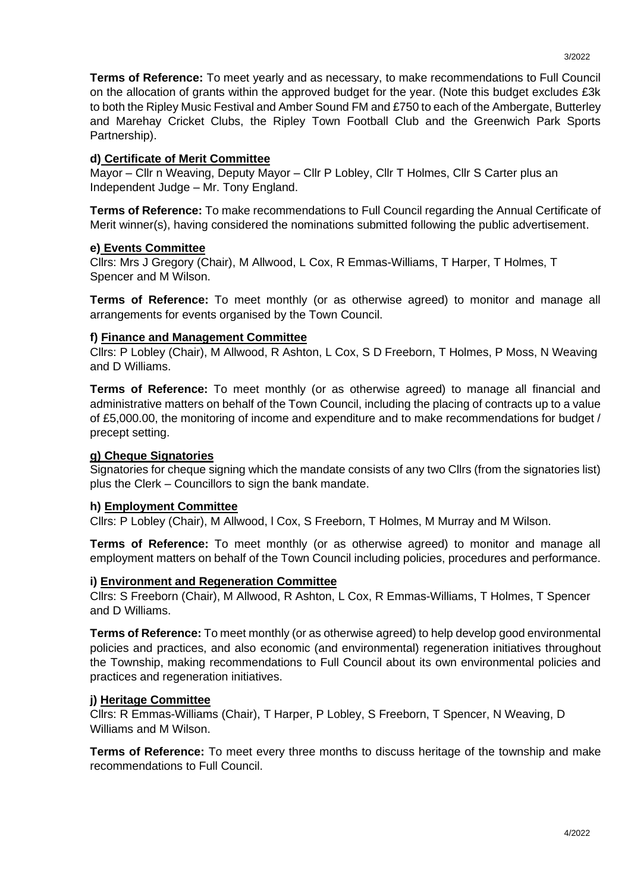**Terms of Reference:** To meet yearly and as necessary, to make recommendations to Full Council on the allocation of grants within the approved budget for the year. (Note this budget excludes £3k to both the Ripley Music Festival and Amber Sound FM and £750 to each of the Ambergate, Butterley and Marehay Cricket Clubs, the Ripley Town Football Club and the Greenwich Park Sports Partnership).

**d) Certificate of Merit Committee**

Mayor – Cllr n Weaving, Deputy Mayor – Cllr P Lobley, Cllr T Holmes, Cllr S Carter plus an Independent Judge – Mr. Tony England.

**Terms of Reference:** To make recommendations to Full Council regarding the Annual Certificate of Merit winner(s), having considered the nominations submitted following the public advertisement.

**e) Events Committee**

Cllrs: Mrs J Gregory (Chair), M Allwood, L Cox, R Emmas-Williams, T Harper, T Holmes, T Spencer and M Wilson.

**Terms of Reference:** To meet monthly (or as otherwise agreed) to monitor and manage all arrangements for events organised by the Town Council.

**f) Finance and Management Committee**

Cllrs: P Lobley (Chair), M Allwood, R Ashton, L Cox, S D Freeborn, T Holmes, P Moss, N Weaving and D Williams.

**Terms of Reference:** To meet monthly (or as otherwise agreed) to manage all financial and administrative matters on behalf of the Town Council, including the placing of contracts up to a value of £5,000.00, the monitoring of income and expenditure and to make recommendations for budget / precept setting.

**g) Cheque Signatories**

Signatories for cheque signing which the mandate consists of any two Cllrs (from the signatories list) plus the Clerk – Councillors to sign the bank mandate.

**h) Employment Committee**

Cllrs: P Lobley (Chair), M Allwood, l Cox, S Freeborn, T Holmes, M Murray and M Wilson.

**Terms of Reference:** To meet monthly (or as otherwise agreed) to monitor and manage all employment matters on behalf of the Town Council including policies, procedures and performance.

**i) Environment and Regeneration Committee**

Cllrs: S Freeborn (Chair), M Allwood, R Ashton, L Cox, R Emmas-Williams, T Holmes, T Spencer and D Williams.

**Terms of Reference:** To meet monthly (or as otherwise agreed) to help develop good environmental policies and practices, and also economic (and environmental) regeneration initiatives throughout the Township, making recommendations to Full Council about its own environmental policies and practices and regeneration initiatives.

**j) Heritage Committee**

Cllrs: R Emmas-Williams (Chair), T Harper, P Lobley, S Freeborn, T Spencer, N Weaving, D Williams and M Wilson.

**Terms of Reference:** To meet every three months to discuss heritage of the township and make recommendations to Full Council.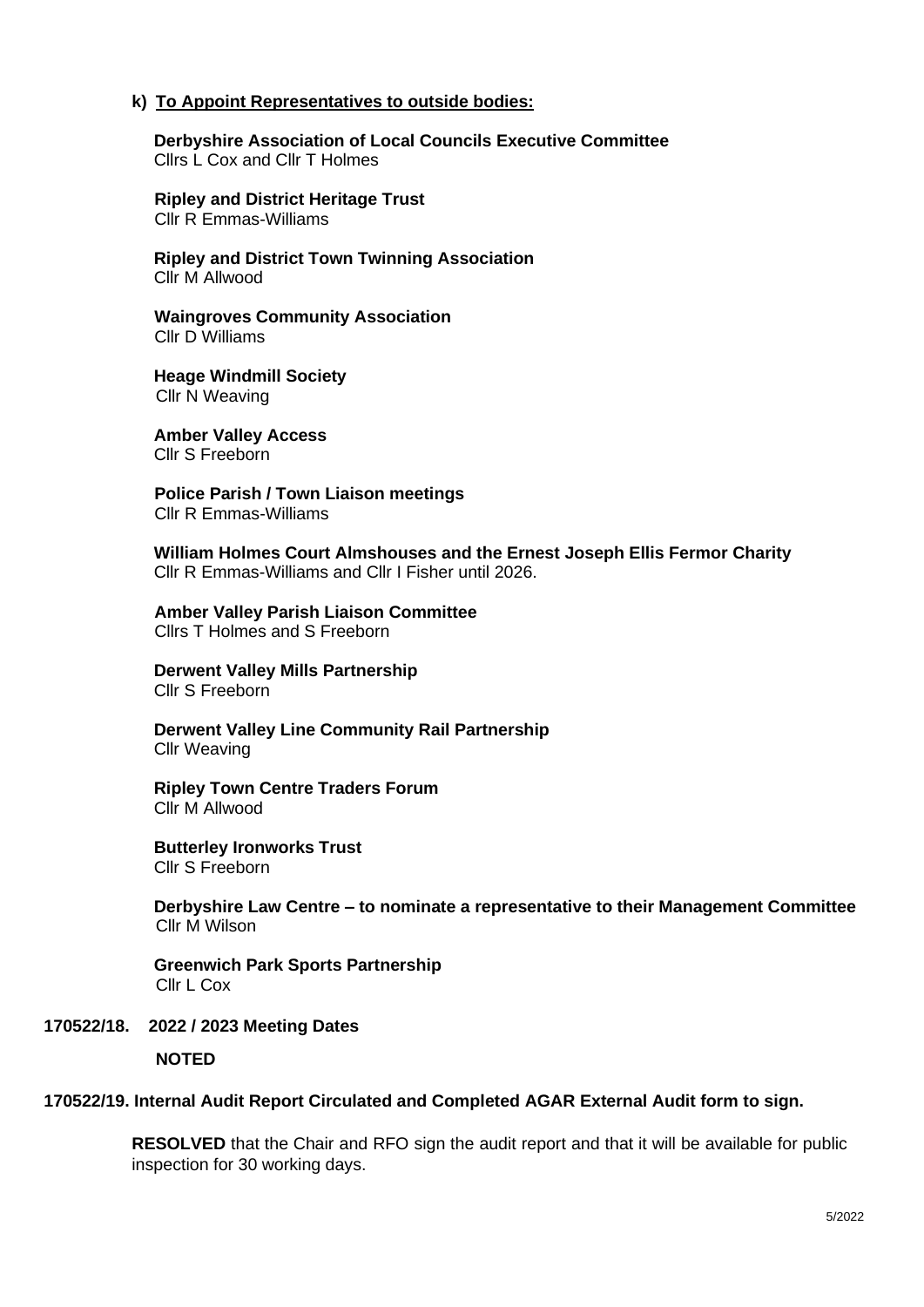**k) To Appoint Representatives to outside bodies:**

**Derbyshire Association of Local Councils Executive Committee**
Cllrs L Cox and Cllr T Holmes

**Ripley and District Heritage Trust**
Cllr R Emmas-Williams

**Ripley and District Town Twinning Association**
Cllr M Allwood

**Waingroves Community Association**
Cllr D Williams

**Heage Windmill Society**
Cllr N Weaving

**Amber Valley Access**
Cllr S Freeborn

**Police Parish / Town Liaison meetings**
Cllr R Emmas-Williams

**William Holmes Court Almshouses and the Ernest Joseph Ellis Fermor Charity**
Cllr R Emmas-Williams and Cllr I Fisher until 2026.

**Amber Valley Parish Liaison Committee**
Cllrs T Holmes and S Freeborn

**Derwent Valley Mills Partnership**
Cllr S Freeborn

**Derwent Valley Line Community Rail Partnership**
Cllr Weaving

**Ripley Town Centre Traders Forum**
Cllr M Allwood

**Butterley Ironworks Trust**
Cllr S Freeborn

**Derbyshire Law Centre – to nominate a representative to their Management Committee**
Cllr M Wilson

**Greenwich Park Sports Partnership**
Cllr L Cox

**170522/18. 2022 / 2023 Meeting Dates**

**NOTED**

**170522/19. Internal Audit Report Circulated and Completed AGAR External Audit form to sign.**

**RESOLVED** that the Chair and RFO sign the audit report and that it will be available for public inspection for 30 working days.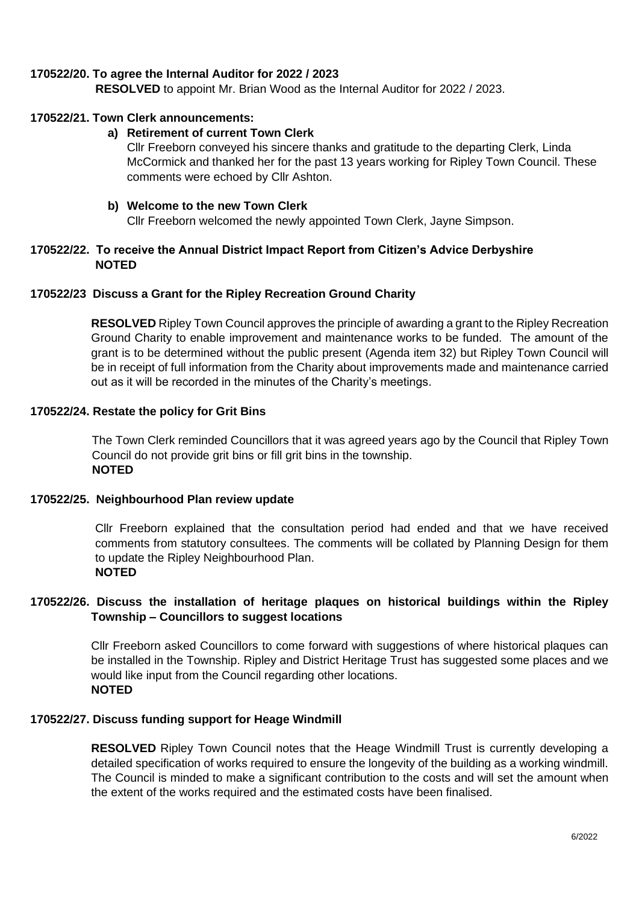**170522/20. To agree the Internal Auditor for 2022 / 2023**

**RESOLVED** to appoint Mr. Brian Wood as the Internal Auditor for 2022 / 2023.

**170522/21. Town Clerk announcements:**

**a) Retirement of current Town Clerk**

Cllr Freeborn conveyed his sincere thanks and gratitude to the departing Clerk, Linda McCormick and thanked her for the past 13 years working for Ripley Town Council. These comments were echoed by Cllr Ashton.

**b) Welcome to the new Town Clerk**

Cllr Freeborn welcomed the newly appointed Town Clerk, Jayne Simpson.

**170522/22. To receive the Annual District Impact Report from Citizen's Advice Derbyshire**
**NOTED**

**170522/23 Discuss a Grant for the Ripley Recreation Ground Charity**

**RESOLVED** Ripley Town Council approves the principle of awarding a grant to the Ripley Recreation Ground Charity to enable improvement and maintenance works to be funded. The amount of the grant is to be determined without the public present (Agenda item 32) but Ripley Town Council will be in receipt of full information from the Charity about improvements made and maintenance carried out as it will be recorded in the minutes of the Charity's meetings.

**170522/24. Restate the policy for Grit Bins**

The Town Clerk reminded Councillors that it was agreed years ago by the Council that Ripley Town Council do not provide grit bins or fill grit bins in the township.
**NOTED**

**170522/25. Neighbourhood Plan review update**

Cllr Freeborn explained that the consultation period had ended and that we have received comments from statutory consultees. The comments will be collated by Planning Design for them to update the Ripley Neighbourhood Plan.
**NOTED**

**170522/26. Discuss the installation of heritage plaques on historical buildings within the Ripley Township – Councillors to suggest locations**

Cllr Freeborn asked Councillors to come forward with suggestions of where historical plaques can be installed in the Township. Ripley and District Heritage Trust has suggested some places and we would like input from the Council regarding other locations.
**NOTED**

**170522/27. Discuss funding support for Heage Windmill**

**RESOLVED** Ripley Town Council notes that the Heage Windmill Trust is currently developing a detailed specification of works required to ensure the longevity of the building as a working windmill. The Council is minded to make a significant contribution to the costs and will set the amount when the extent of the works required and the estimated costs have been finalised.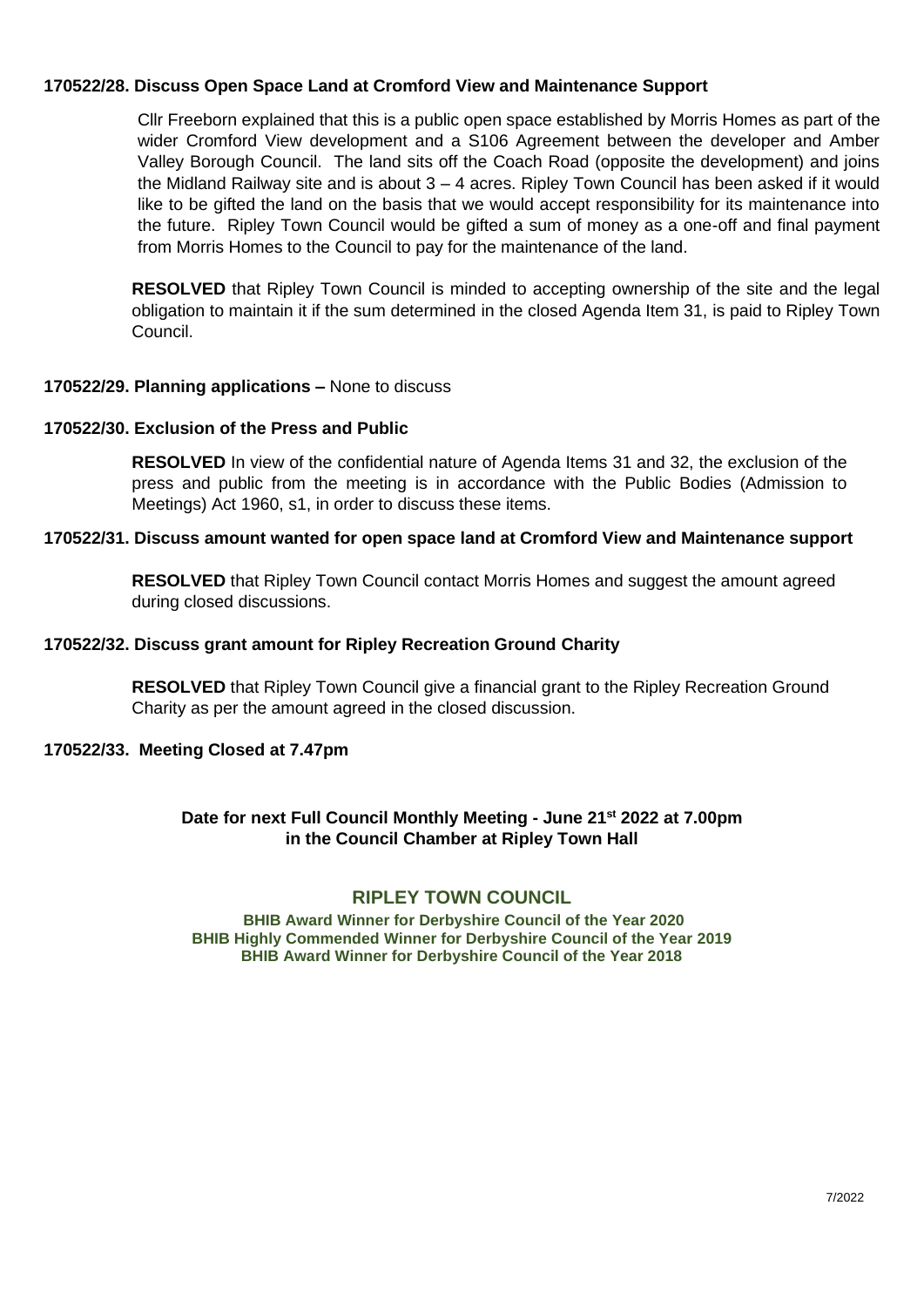**170522/28. Discuss Open Space Land at Cromford View and Maintenance Support**

Cllr Freeborn explained that this is a public open space established by Morris Homes as part of the wider Cromford View development and a S106 Agreement between the developer and Amber Valley Borough Council. The land sits off the Coach Road (opposite the development) and joins the Midland Railway site and is about 3 – 4 acres. Ripley Town Council has been asked if it would like to be gifted the land on the basis that we would accept responsibility for its maintenance into the future. Ripley Town Council would be gifted a sum of money as a one-off and final payment from Morris Homes to the Council to pay for the maintenance of the land.

**RESOLVED** that Ripley Town Council is minded to accepting ownership of the site and the legal obligation to maintain it if the sum determined in the closed Agenda Item 31, is paid to Ripley Town Council.

**170522/29. Planning applications –** None to discuss

**170522/30. Exclusion of the Press and Public**

**RESOLVED** In view of the confidential nature of Agenda Items 31 and 32, the exclusion of the press and public from the meeting is in accordance with the Public Bodies (Admission to Meetings) Act 1960, s1, in order to discuss these items.

**170522/31. Discuss amount wanted for open space land at Cromford View and Maintenance support**

**RESOLVED** that Ripley Town Council contact Morris Homes and suggest the amount agreed during closed discussions.

**170522/32. Discuss grant amount for Ripley Recreation Ground Charity**

**RESOLVED** that Ripley Town Council give a financial grant to the Ripley Recreation Ground Charity as per the amount agreed in the closed discussion.

**170522/33. Meeting Closed at 7.47pm**

**Date for next Full Council Monthly Meeting - June 21st 2022 at 7.00pm in the Council Chamber at Ripley Town Hall**

## RIPLEY TOWN COUNCIL

**BHIB Award Winner for Derbyshire Council of the Year 2020**
**BHIB Highly Commended Winner for Derbyshire Council of the Year 2019**
**BHIB Award Winner for Derbyshire Council of the Year 2018**